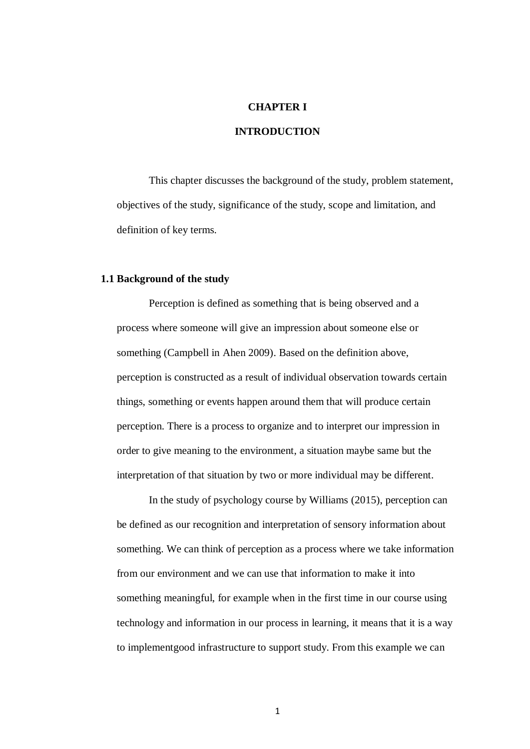# CHAPTER I

# INTRODUCTION

This chapter discusses the background of the study, problem statement, objectives of the study, significance of the study, scope and limitation, and definition of key terms.

## 1.1 Background of the study

Perception is defined as something that is being observed and a process where someone will give an impression about someone else or something (Campbell in Ahen 2009). Based on the definition above, perception is constructed as a result of individual observation towards certain things, something or events happen around them that will produce certain perception. There is a process to organize and to interpret our impression in order to give meaning to the environment, a situation maybe same but the interpretation of that situation by two or more individual may be different.

In the study of psychology course by Williams (2015), perception can be defined as our recognition and interpretation of sensory information about something. We can think of perception as a process where we take information from our environment and we can use that information to make it into something meaningful, for example when in the first time in our course using technology and information in our process in learning, it means that it is a way to implementgood infrastructure to support study. From this example we can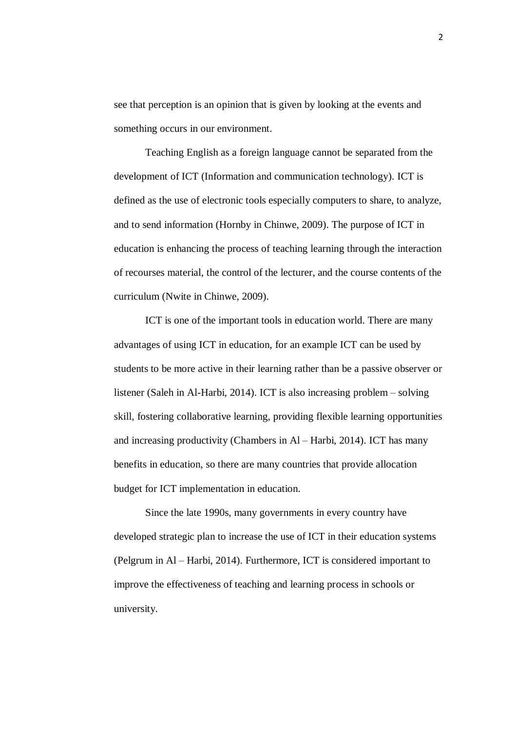see that perception is an opinion that is given by looking at the events and something occurs in our environment.

Teaching English as a foreign language cannot be separated from the development of ICT (Information and communication technology). ICT is defined as the use of electronic tools especially computers to share, to analyze, and to send information (Hornby in Chinwe, 2009). The purpose of ICT in education is enhancing the process of teaching learning through the interaction of recourses material, the control of the lecturer, and the course contents of the curriculum (Nwite in Chinwe, 2009).

ICT is one of the important tools in education world. There are many advantages of using ICT in education, for an example ICT can be used by students to be more active in their learning rather than be a passive observer or listener (Saleh in Al-Harbi, 2014). ICT is also increasing problem – solving skill, fostering collaborative learning, providing flexible learning opportunities and increasing productivity (Chambers in Al – Harbi, 2014). ICT has many benefits in education, so there are many countries that provide allocation budget for ICT implementation in education.

Since the late 1990s, many governments in every country have developed strategic plan to increase the use of ICT in their education systems (Pelgrum in Al – Harbi, 2014). Furthermore, ICT is considered important to improve the effectiveness of teaching and learning process in schools or university.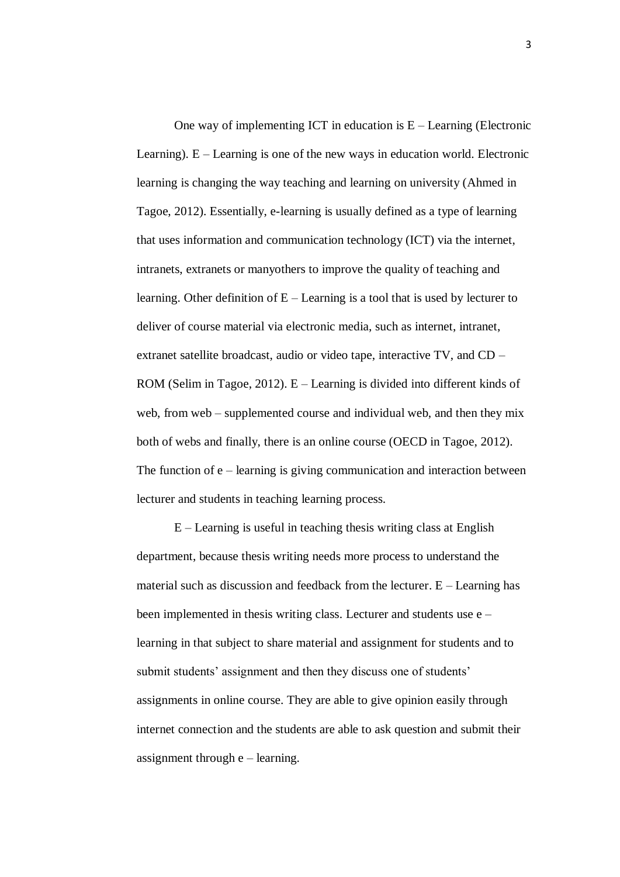One way of implementing ICT in education is E – Learning (Electronic Learning). E – Learning is one of the new ways in education world. Electronic learning is changing the way teaching and learning on university (Ahmed in Tagoe, 2012). Essentially, e-learning is usually defined as a type of learning that uses information and communication technology (ICT) via the internet, intranets, extranets or manyothers to improve the quality of teaching and learning. Other definition of E – Learning is a tool that is used by lecturer to deliver of course material via electronic media, such as internet, intranet, extranet satellite broadcast, audio or video tape, interactive TV, and CD – ROM (Selim in Tagoe, 2012). E – Learning is divided into different kinds of web, from web – supplemented course and individual web, and then they mix both of webs and finally, there is an online course (OECD in Tagoe, 2012). The function of e – learning is giving communication and interaction between lecturer and students in teaching learning process.

E – Learning is useful in teaching thesis writing class at English department, because thesis writing needs more process to understand the material such as discussion and feedback from the lecturer. E – Learning has been implemented in thesis writing class. Lecturer and students use e – learning in that subject to share material and assignment for students and to submit students' assignment and then they discuss one of students' assignments in online course. They are able to give opinion easily through internet connection and the students are able to ask question and submit their assignment through e – learning.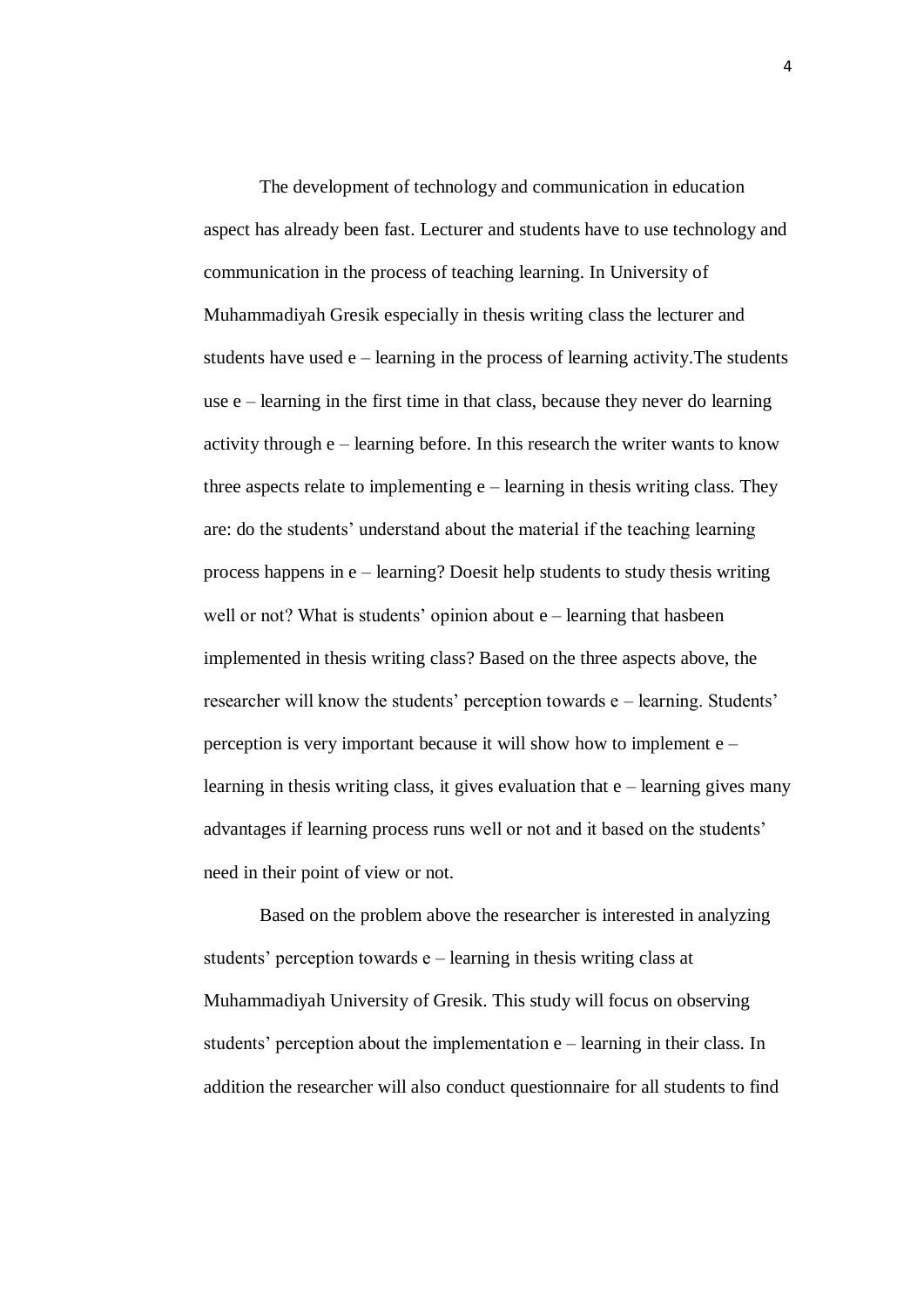The development of technology and communication in education aspect has already been fast. Lecturer and students have to use technology and communication in the process of teaching learning. In University of Muhammadiyah Gresik especially in thesis writing class the lecturer and students have used e – learning in the process of learning activity.The students use e – learning in the first time in that class, because they never do learning activity through e – learning before. In this research the writer wants to know three aspects relate to implementing e – learning in thesis writing class. They are: do the students' understand about the material if the teaching learning process happens in e – learning? Doesit help students to study thesis writing well or not? What is students' opinion about e – learning that hasbeen implemented in thesis writing class? Based on the three aspects above, the researcher will know the students' perception towards e – learning. Students' perception is very important because it will show how to implement e – learning in thesis writing class, it gives evaluation that e – learning gives many advantages if learning process runs well or not and it based on the students' need in their point of view or not.

Based on the problem above the researcher is interested in analyzing students' perception towards e – learning in thesis writing class at Muhammadiyah University of Gresik. This study will focus on observing students' perception about the implementation e – learning in their class. In addition the researcher will also conduct questionnaire for all students to find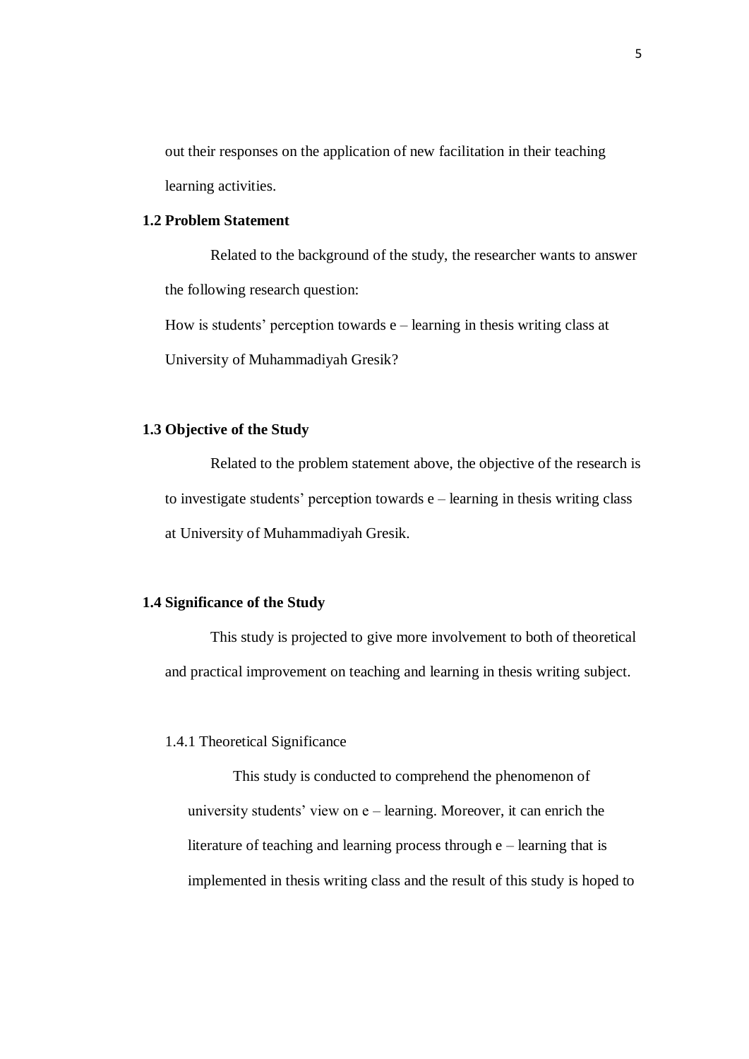out their responses on the application of new facilitation in their teaching learning activities.

## 1.2 Problem Statement

Related to the background of the study, the researcher wants to answer the following research question:

How is students' perception towards e – learning in thesis writing class at University of Muhammadiyah Gresik?

## 1.3 Objective of the Study

Related to the problem statement above, the objective of the research is to investigate students' perception towards e – learning in thesis writing class at University of Muhammadiyah Gresik.

## 1.4 Significance of the Study

This study is projected to give more involvement to both of theoretical and practical improvement on teaching and learning in thesis writing subject.

### 1.4.1 Theoretical Significance

This study is conducted to comprehend the phenomenon of university students' view on e – learning. Moreover, it can enrich the literature of teaching and learning process through e – learning that is implemented in thesis writing class and the result of this study is hoped to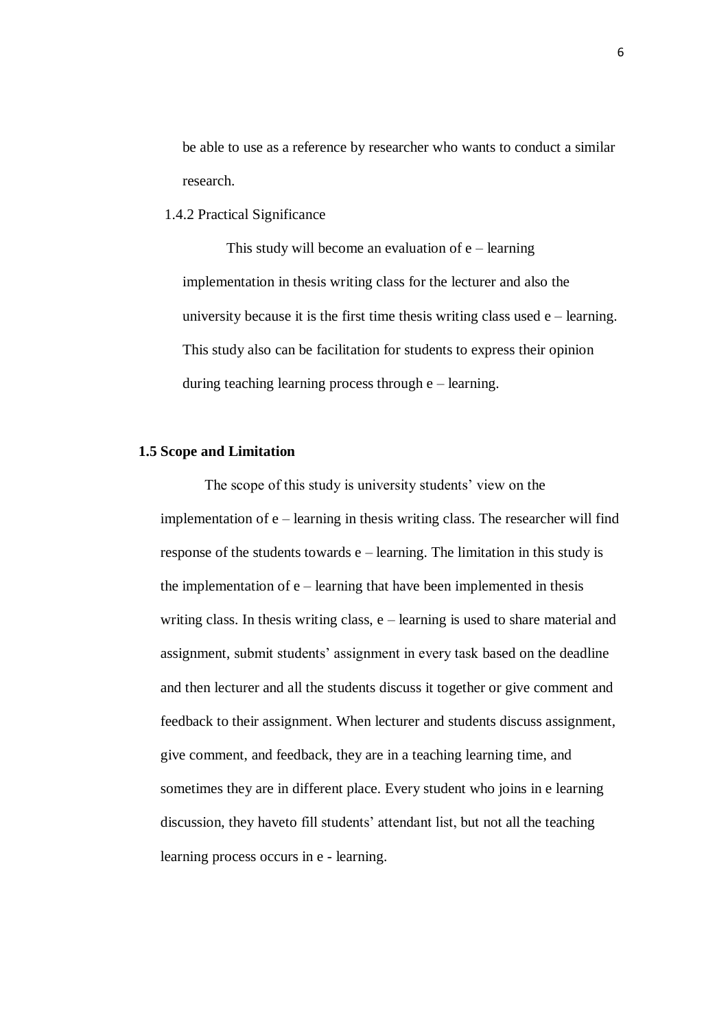be able to use as a reference by researcher who wants to conduct a similar research.

1.4.2 Practical Significance

This study will become an evaluation of e – learning implementation in thesis writing class for the lecturer and also the university because it is the first time thesis writing class used e – learning. This study also can be facilitation for students to express their opinion during teaching learning process through e – learning.

## 1.5 Scope and Limitation

The scope of this study is university students' view on the implementation of e – learning in thesis writing class. The researcher will find response of the students towards e – learning. The limitation in this study is the implementation of e – learning that have been implemented in thesis writing class. In thesis writing class, e – learning is used to share material and assignment, submit students' assignment in every task based on the deadline and then lecturer and all the students discuss it together or give comment and feedback to their assignment. When lecturer and students discuss assignment, give comment, and feedback, they are in a teaching learning time, and sometimes they are in different place. Every student who joins in e learning discussion, they haveto fill students' attendant list, but not all the teaching learning process occurs in e - learning.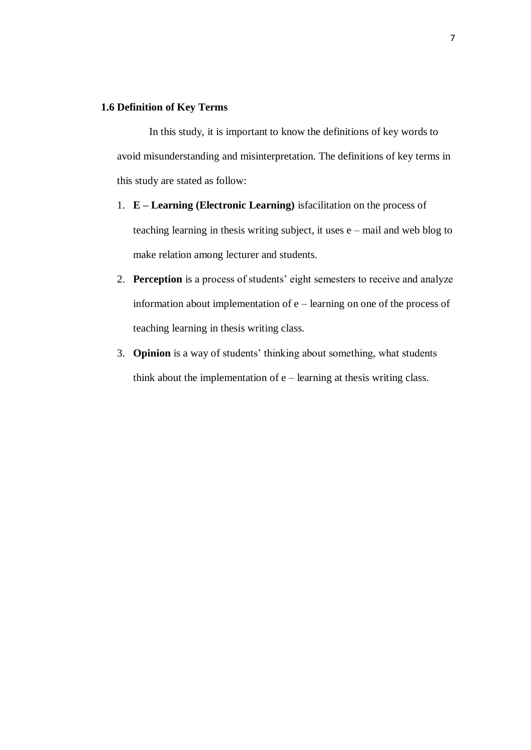### 1.6 Definition of Key Terms

In this study, it is important to know the definitions of key words to avoid misunderstanding and misinterpretation. The definitions of key terms in this study are stated as follow:

1. **E – Learning (Electronic Learning)** isfacilitation on the process of teaching learning in thesis writing subject, it uses e – mail and web blog to make relation among lecturer and students.
2. **Perception** is a process of students' eight semesters to receive and analyze information about implementation of e – learning on one of the process of teaching learning in thesis writing class.
3. **Opinion** is a way of students' thinking about something, what students think about the implementation of e – learning at thesis writing class.